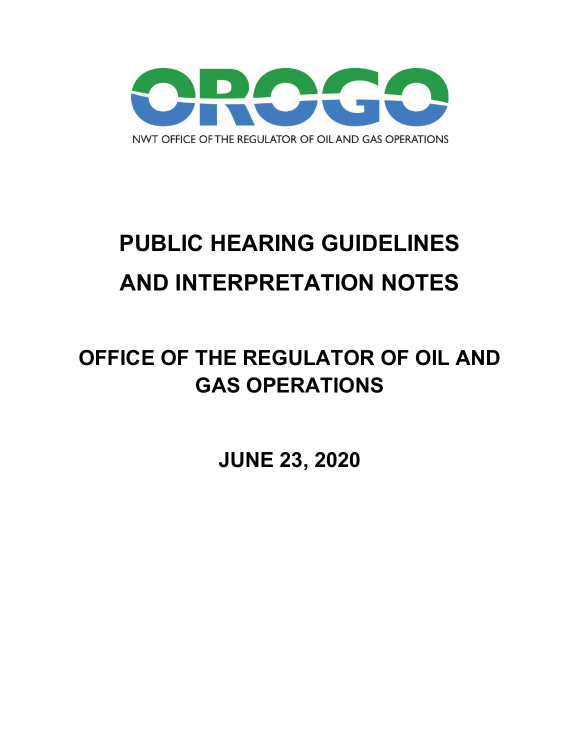OROGO

NWT OFFICE OF THE REGULATOR OF OIL AND GAS OPERATIONS

# PUBLIC HEARING GUIDELINES AND INTERPRETATION NOTES

## OFFICE OF THE REGULATOR OF OIL AND GAS OPERATIONS

## JUNE 23, 2020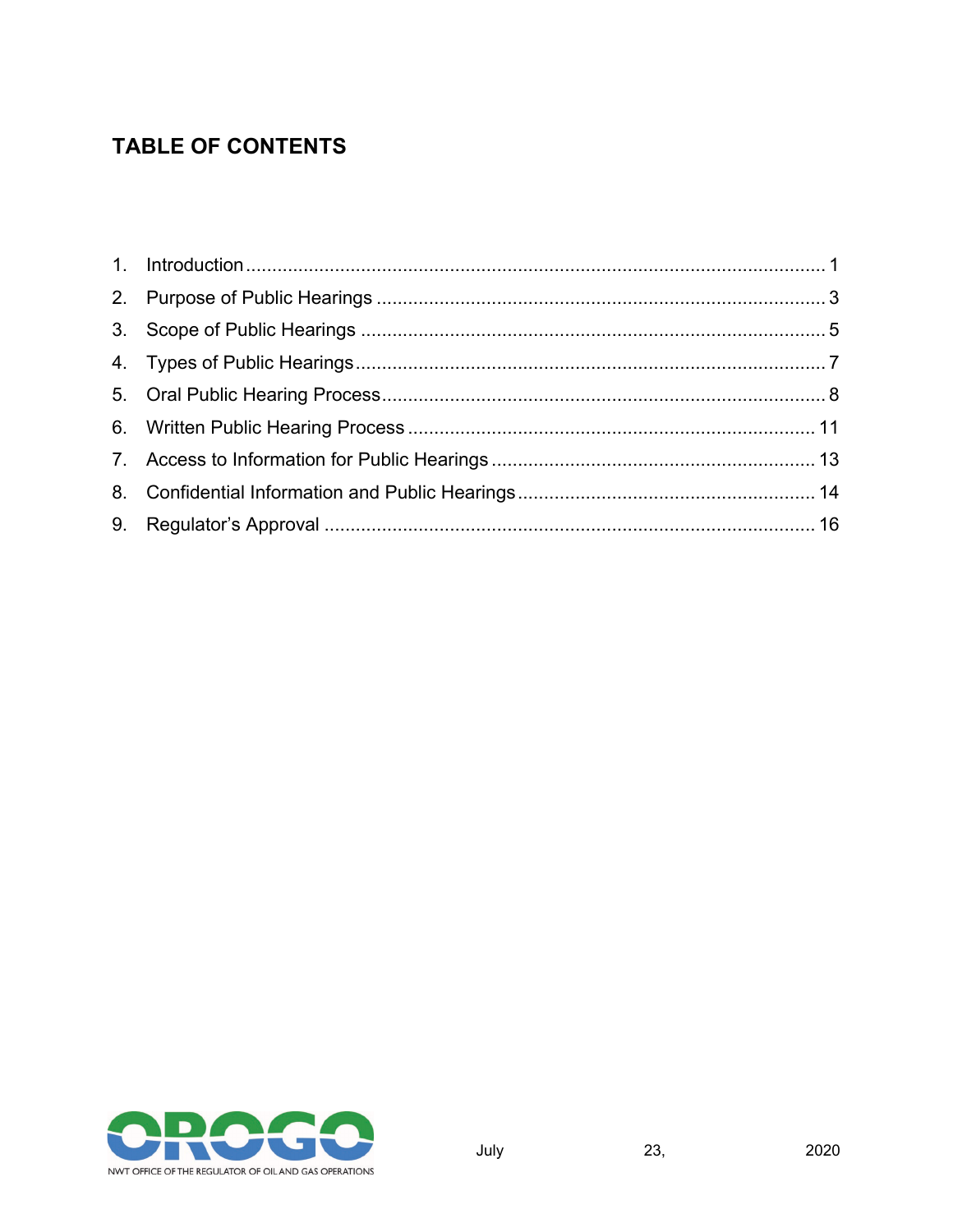## TABLE OF CONTENTS

1. Introduction ............................................................................................................. 1
2. Purpose of Public Hearings ..................................................................................... 3
3. Scope of Public Hearings ........................................................................................ 5
4. Types of Public Hearings ......................................................................................... 7
5. Oral Public Hearing Process .................................................................................... 8
6. Written Public Hearing Process ............................................................................. 11
7. Access to Information for Public Hearings ............................................................. 13
8. Confidential Information and Public Hearings ........................................................ 14
9. Regulator's Approval ............................................................................................. 16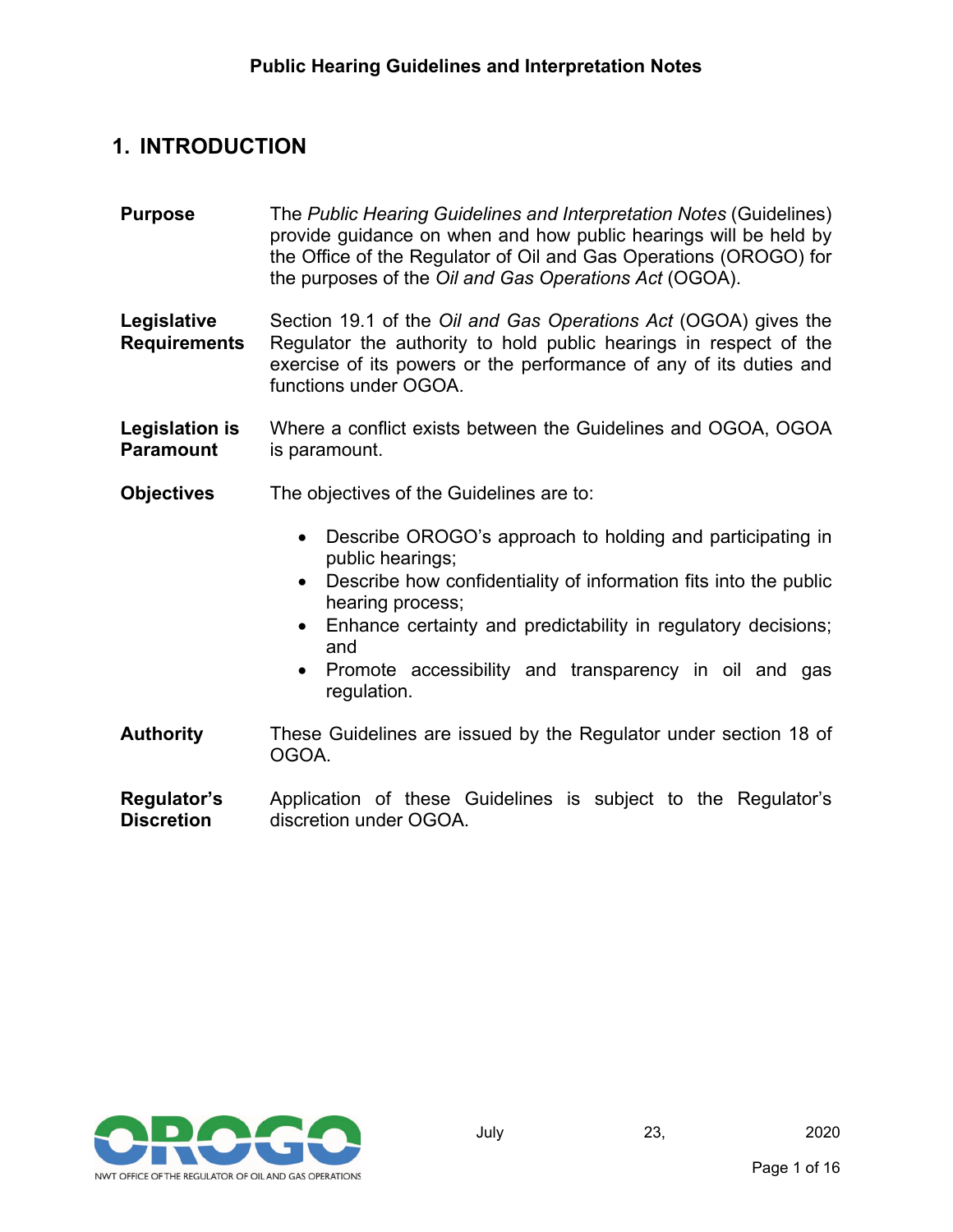## 1. INTRODUCTION

**Purpose**

The *Public Hearing Guidelines and Interpretation Notes* (Guidelines) provide guidance on when and how public hearings will be held by the Office of the Regulator of Oil and Gas Operations (OROGO) for the purposes of the *Oil and Gas Operations Act* (OGOA).

**Legislative Requirements**

Section 19.1 of the *Oil and Gas Operations Act* (OGOA) gives the Regulator the authority to hold public hearings in respect of the exercise of its powers or the performance of any of its duties and functions under OGOA.

**Legislation is Paramount**

Where a conflict exists between the Guidelines and OGOA, OGOA is paramount.

**Objectives**

The objectives of the Guidelines are to:

- Describe OROGO's approach to holding and participating in public hearings;
- Describe how confidentiality of information fits into the public hearing process;
- Enhance certainty and predictability in regulatory decisions; and
- Promote accessibility and transparency in oil and gas regulation.

**Authority**

These Guidelines are issued by the Regulator under section 18 of OGOA.

**Regulator's Discretion**

Application of these Guidelines is subject to the Regulator's discretion under OGOA.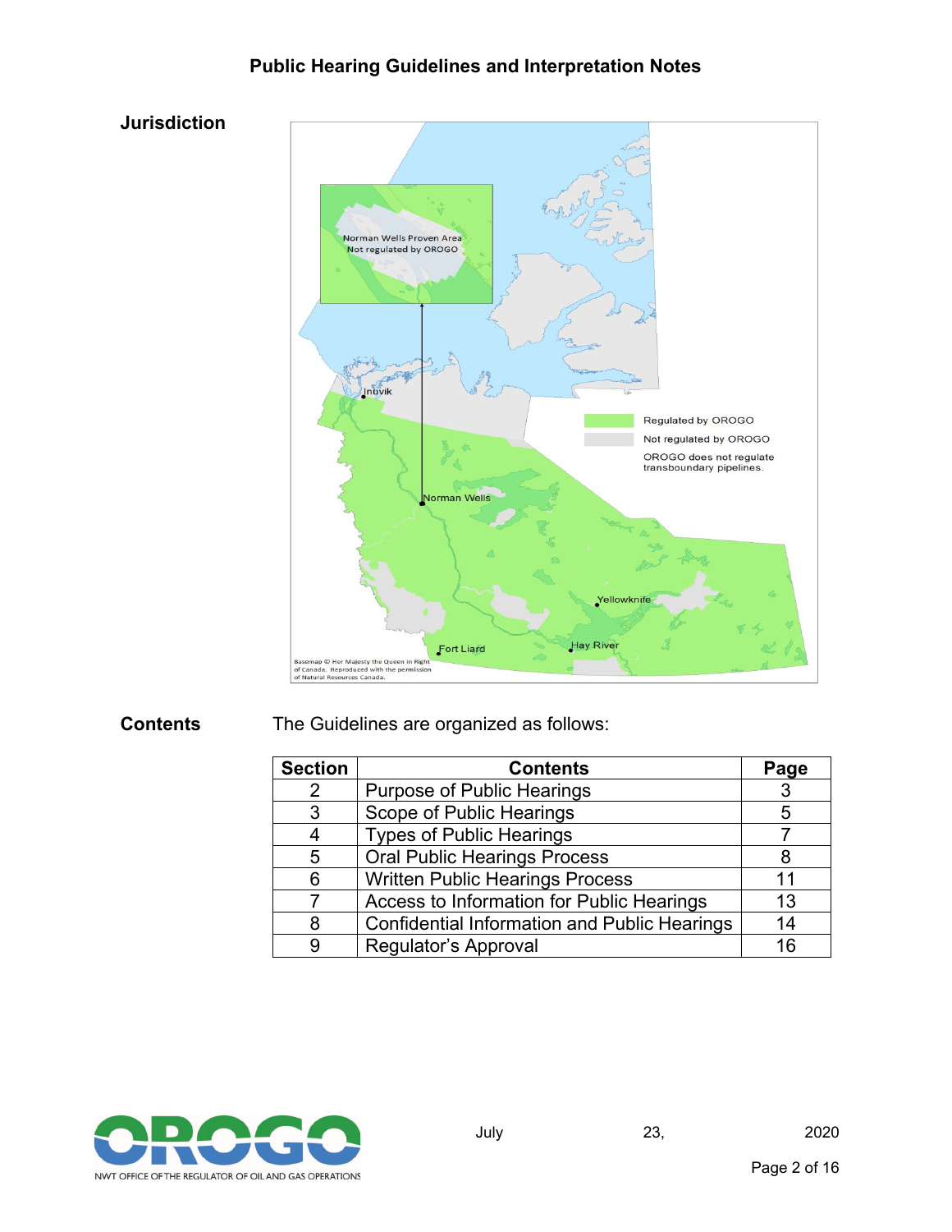**Jurisdiction**

Norman Wells Proven Area
Not regulated by OROGO

Inuvik

Norman Wells

Yellowknife

Fort Liard

Hay River

Regulated by OROGO

Not regulated by OROGO

OROGO does not regulate transboundary pipelines.

Basemap © Her Majesty the Queen in Right of Canada. Reproduced with the permission of Natural Resources Canada.

**Contents**

The Guidelines are organized as follows:

| Section | Contents | Page |
|---|---|---|
| 2 | Purpose of Public Hearings | 3 |
| 3 | Scope of Public Hearings | 5 |
| 4 | Types of Public Hearings | 7 |
| 5 | Oral Public Hearings Process | 8 |
| 6 | Written Public Hearings Process | 11 |
| 7 | Access to Information for Public Hearings | 13 |
| 8 | Confidential Information and Public Hearings | 14 |
| 9 | Regulator's Approval | 16 |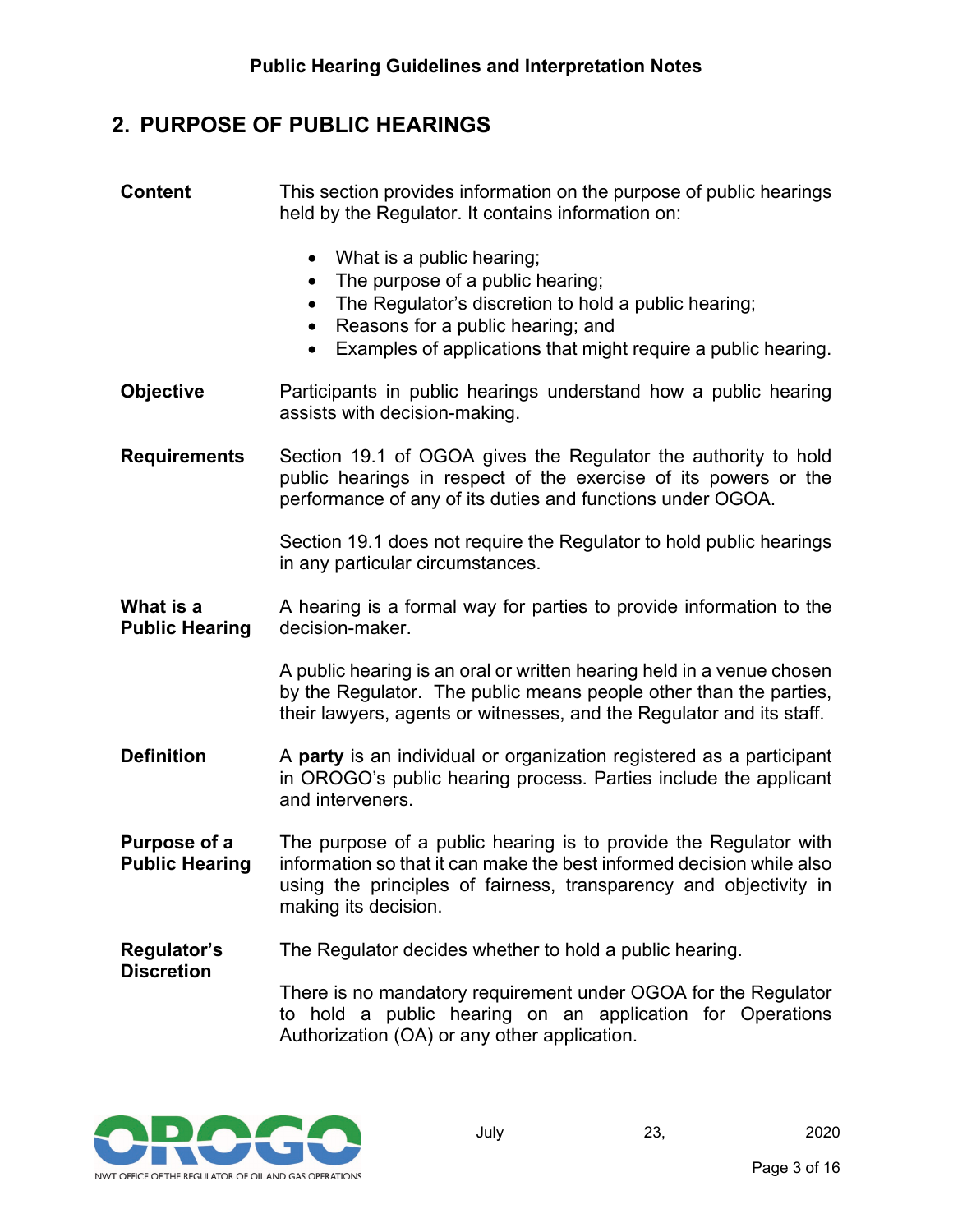## 2. PURPOSE OF PUBLIC HEARINGS

**Content**

This section provides information on the purpose of public hearings held by the Regulator. It contains information on:

- What is a public hearing;
- The purpose of a public hearing;
- The Regulator's discretion to hold a public hearing;
- Reasons for a public hearing; and
- Examples of applications that might require a public hearing.

**Objective**

Participants in public hearings understand how a public hearing assists with decision-making.

**Requirements**

Section 19.1 of OGOA gives the Regulator the authority to hold public hearings in respect of the exercise of its powers or the performance of any of its duties and functions under OGOA.

Section 19.1 does not require the Regulator to hold public hearings in any particular circumstances.

**What is a Public Hearing**

A hearing is a formal way for parties to provide information to the decision-maker.

A public hearing is an oral or written hearing held in a venue chosen by the Regulator. The public means people other than the parties, their lawyers, agents or witnesses, and the Regulator and its staff.

**Definition**

A **party** is an individual or organization registered as a participant in OROGO's public hearing process. Parties include the applicant and interveners.

**Purpose of a Public Hearing**

The purpose of a public hearing is to provide the Regulator with information so that it can make the best informed decision while also using the principles of fairness, transparency and objectivity in making its decision.

**Regulator's Discretion**

The Regulator decides whether to hold a public hearing.

There is no mandatory requirement under OGOA for the Regulator to hold a public hearing on an application for Operations Authorization (OA) or any other application.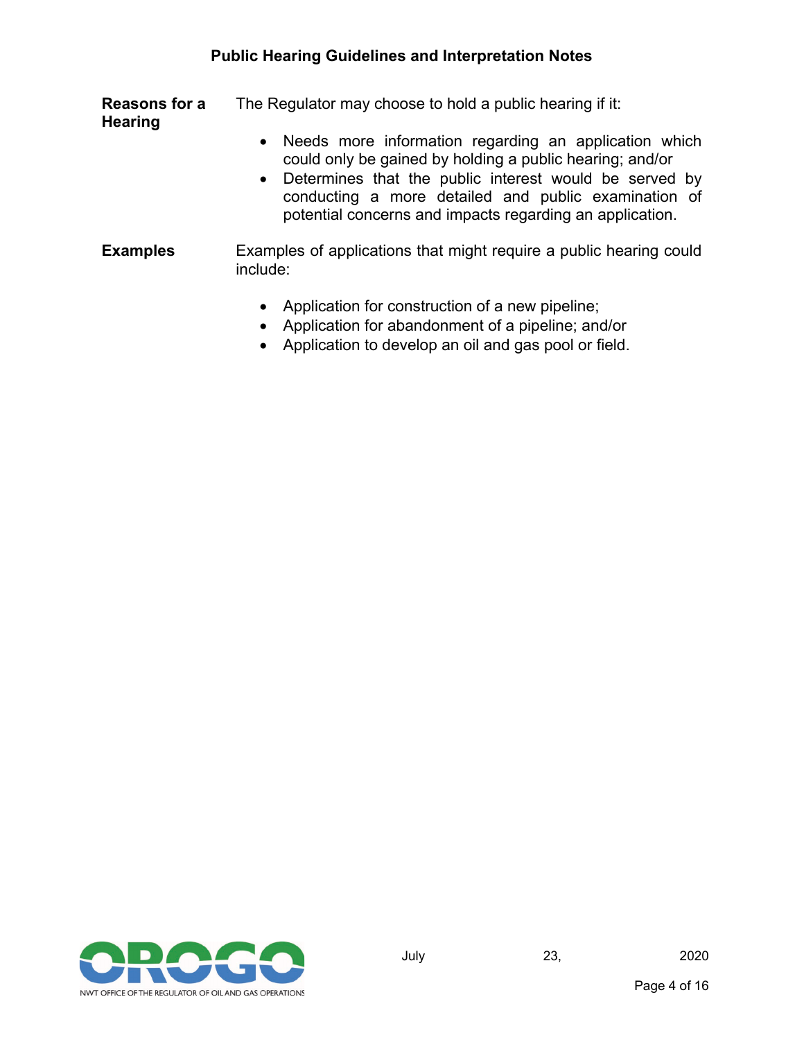**Reasons for a Hearing**

The Regulator may choose to hold a public hearing if it:

- Needs more information regarding an application which could only be gained by holding a public hearing; and/or
- Determines that the public interest would be served by conducting a more detailed and public examination of potential concerns and impacts regarding an application.

**Examples**

Examples of applications that might require a public hearing could include:

- Application for construction of a new pipeline;
- Application for abandonment of a pipeline; and/or
- Application to develop an oil and gas pool or field.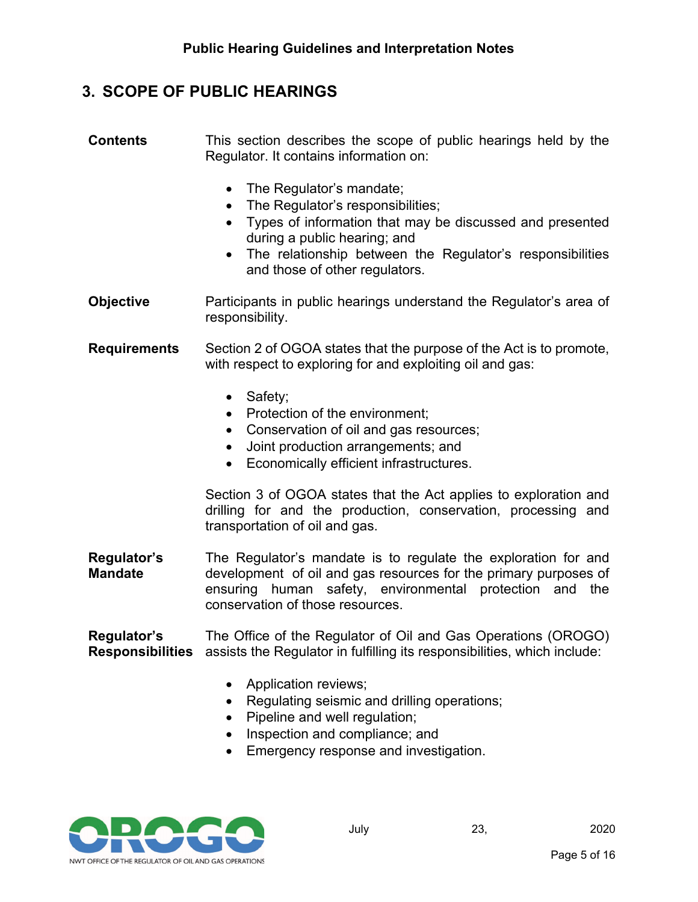## 3. SCOPE OF PUBLIC HEARINGS

**Contents**

This section describes the scope of public hearings held by the Regulator. It contains information on:

- The Regulator's mandate;
- The Regulator's responsibilities;
- Types of information that may be discussed and presented during a public hearing; and
- The relationship between the Regulator's responsibilities and those of other regulators.

**Objective**

Participants in public hearings understand the Regulator's area of responsibility.

**Requirements**

Section 2 of OGOA states that the purpose of the Act is to promote, with respect to exploring for and exploiting oil and gas:

- Safety;
- Protection of the environment;
- Conservation of oil and gas resources;
- Joint production arrangements; and
- Economically efficient infrastructures.

Section 3 of OGOA states that the Act applies to exploration and drilling for and the production, conservation, processing and transportation of oil and gas.

**Regulator's Mandate**

The Regulator's mandate is to regulate the exploration for and development of oil and gas resources for the primary purposes of ensuring human safety, environmental protection and the conservation of those resources.

**Regulator's Responsibilities**

The Office of the Regulator of Oil and Gas Operations (OROGO) assists the Regulator in fulfilling its responsibilities, which include:

- Application reviews;
- Regulating seismic and drilling operations;
- Pipeline and well regulation;
- Inspection and compliance; and
- Emergency response and investigation.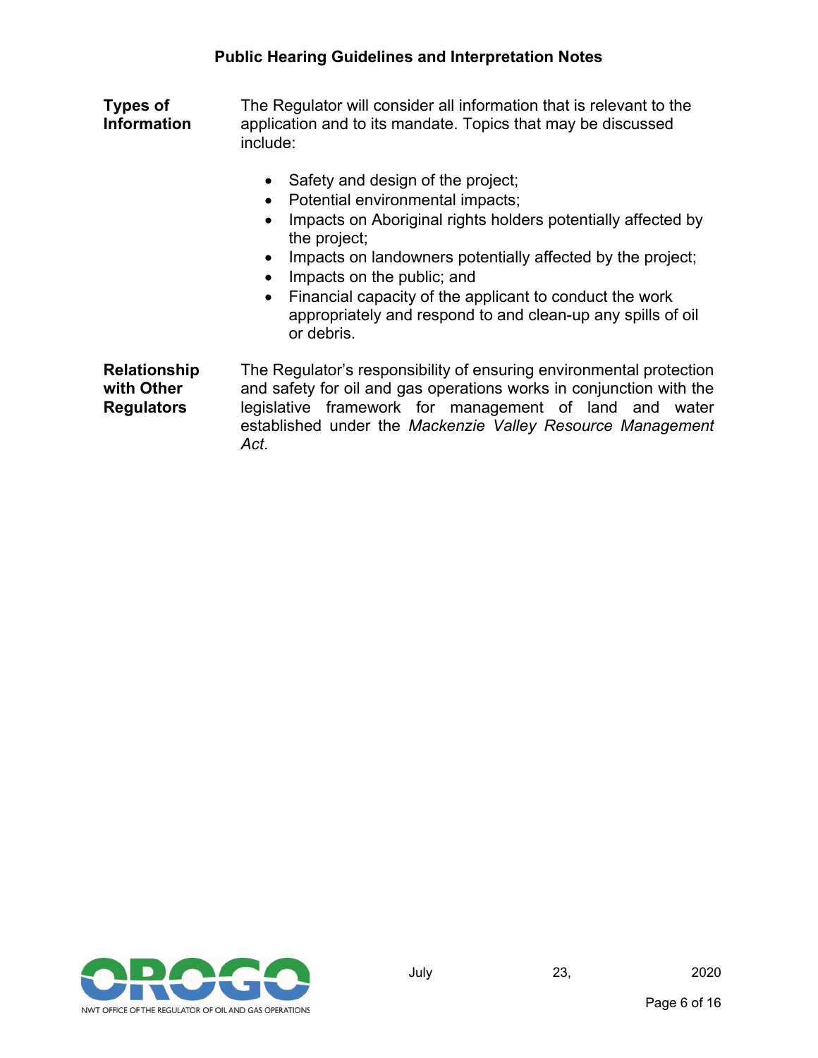**Types of Information**

The Regulator will consider all information that is relevant to the application and to its mandate. Topics that may be discussed include:

- Safety and design of the project;
- Potential environmental impacts;
- Impacts on Aboriginal rights holders potentially affected by the project;
- Impacts on landowners potentially affected by the project;
- Impacts on the public; and
- Financial capacity of the applicant to conduct the work appropriately and respond to and clean-up any spills of oil or debris.

**Relationship with Other Regulators**

The Regulator's responsibility of ensuring environmental protection and safety for oil and gas operations works in conjunction with the legislative framework for management of land and water established under the *Mackenzie Valley Resource Management Act*.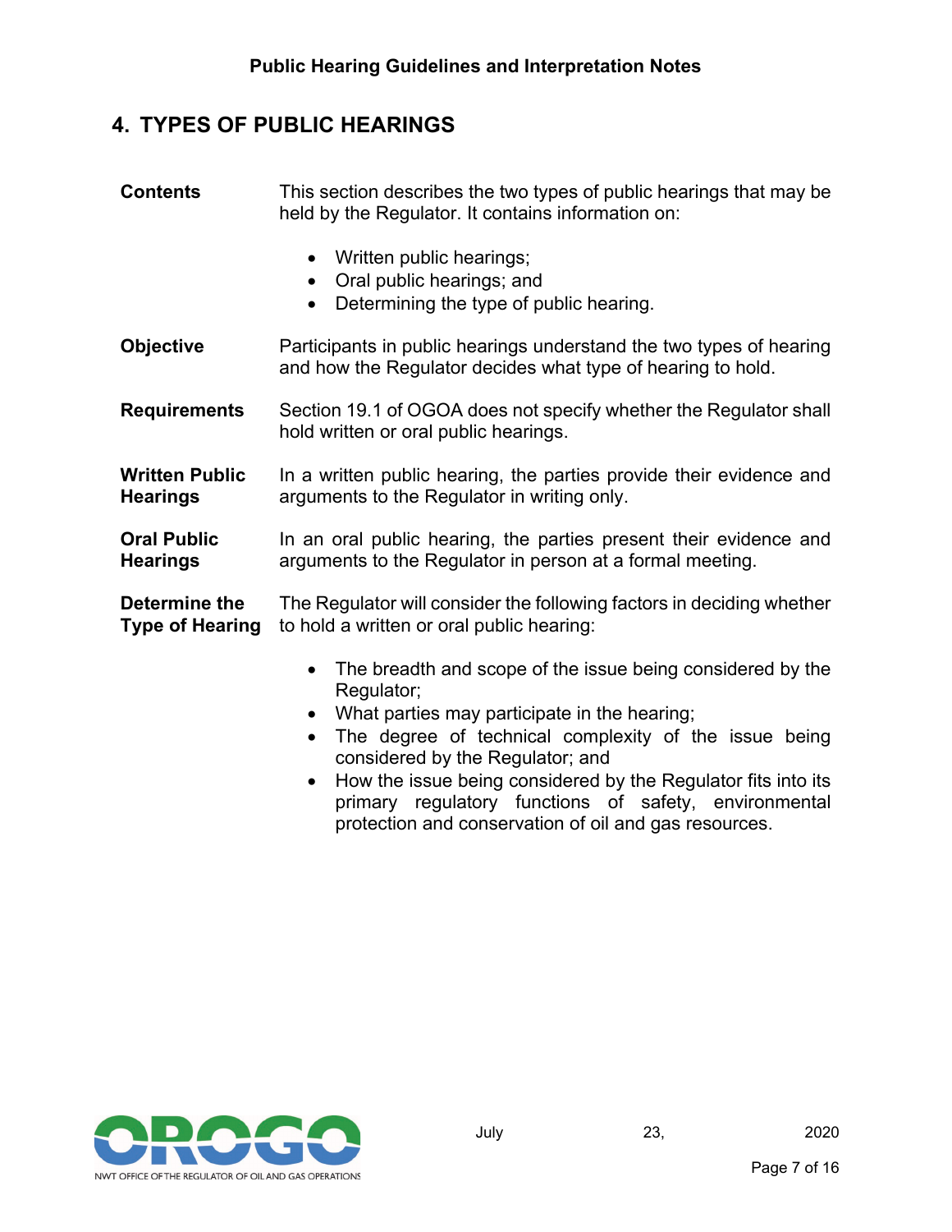## 4. TYPES OF PUBLIC HEARINGS

**Contents**

This section describes the two types of public hearings that may be held by the Regulator. It contains information on:

- Written public hearings;
- Oral public hearings; and
- Determining the type of public hearing.

**Objective**

Participants in public hearings understand the two types of hearing and how the Regulator decides what type of hearing to hold.

**Requirements**

Section 19.1 of OGOA does not specify whether the Regulator shall hold written or oral public hearings.

**Written Public Hearings**

In a written public hearing, the parties provide their evidence and arguments to the Regulator in writing only.

**Oral Public Hearings**

In an oral public hearing, the parties present their evidence and arguments to the Regulator in person at a formal meeting.

**Determine the Type of Hearing**

The Regulator will consider the following factors in deciding whether to hold a written or oral public hearing:

- The breadth and scope of the issue being considered by the Regulator;
- What parties may participate in the hearing;
- The degree of technical complexity of the issue being considered by the Regulator; and
- How the issue being considered by the Regulator fits into its primary regulatory functions of safety, environmental protection and conservation of oil and gas resources.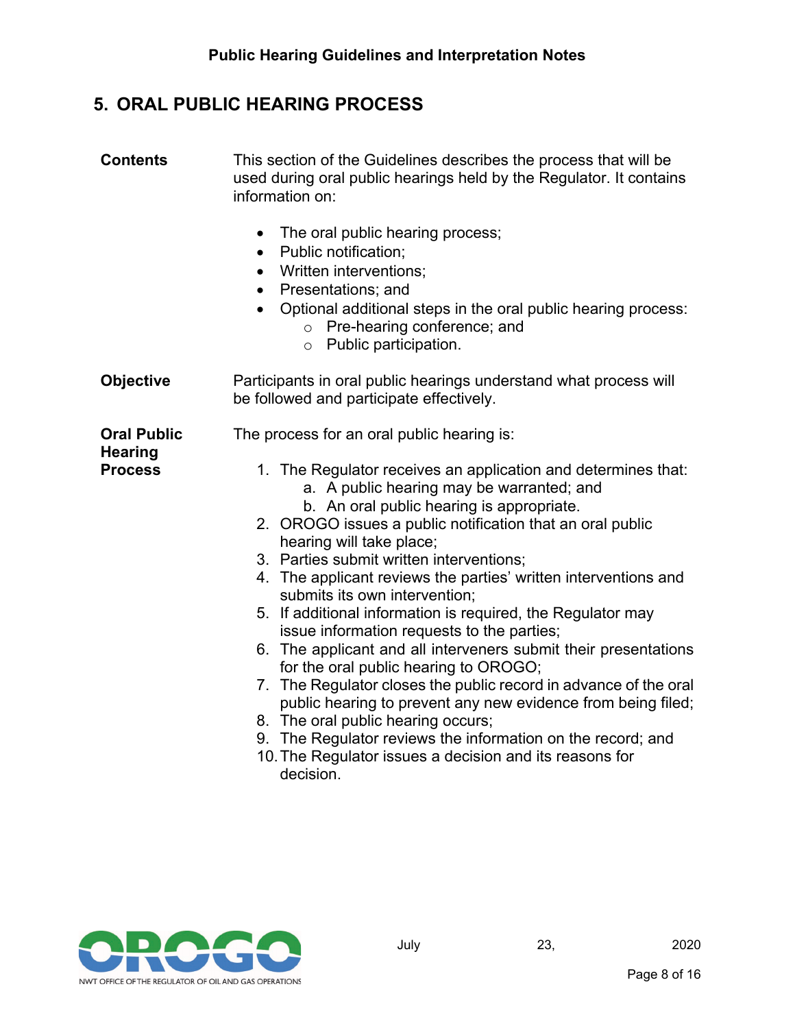## 5. ORAL PUBLIC HEARING PROCESS

**Contents**

This section of the Guidelines describes the process that will be used during oral public hearings held by the Regulator. It contains information on:

- The oral public hearing process;
- Public notification;
- Written interventions;
- Presentations; and
- Optional additional steps in the oral public hearing process:
  - Pre-hearing conference; and
  - Public participation.

**Objective**

Participants in oral public hearings understand what process will be followed and participate effectively.

**Oral Public Hearing Process**

The process for an oral public hearing is:

1. The Regulator receives an application and determines that:
   a. A public hearing may be warranted; and
   b. An oral public hearing is appropriate.
2. OROGO issues a public notification that an oral public hearing will take place;
3. Parties submit written interventions;
4. The applicant reviews the parties' written interventions and submits its own intervention;
5. If additional information is required, the Regulator may issue information requests to the parties;
6. The applicant and all interveners submit their presentations for the oral public hearing to OROGO;
7. The Regulator closes the public record in advance of the oral public hearing to prevent any new evidence from being filed;
8. The oral public hearing occurs;
9. The Regulator reviews the information on the record; and
10. The Regulator issues a decision and its reasons for decision.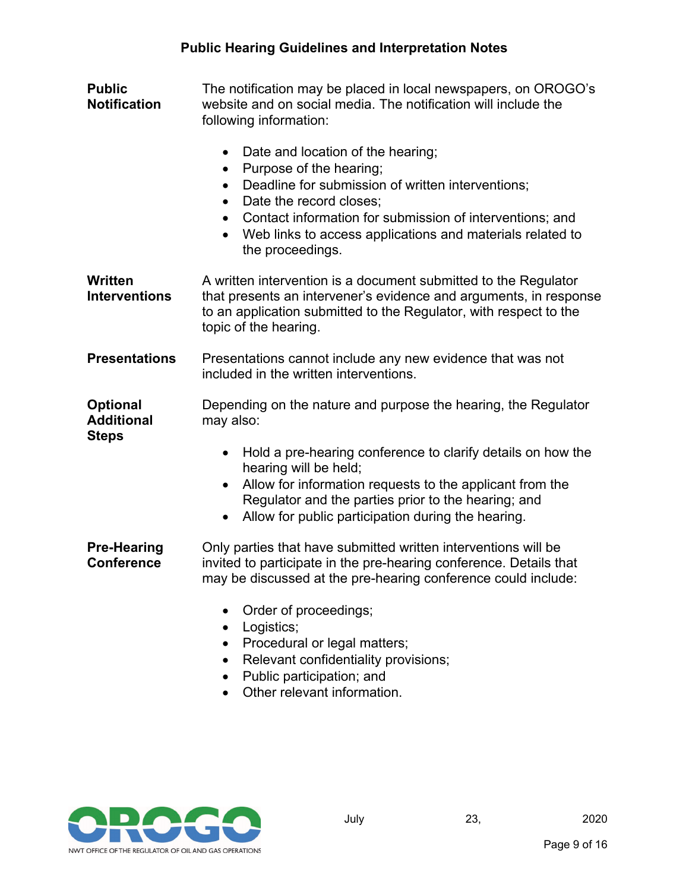**Public Notification**

The notification may be placed in local newspapers, on OROGO's website and on social media. The notification will include the following information:

- Date and location of the hearing;
- Purpose of the hearing;
- Deadline for submission of written interventions;
- Date the record closes;
- Contact information for submission of interventions; and
- Web links to access applications and materials related to the proceedings.

**Written Interventions**

A written intervention is a document submitted to the Regulator that presents an intervener's evidence and arguments, in response to an application submitted to the Regulator, with respect to the topic of the hearing.

**Presentations**

Presentations cannot include any new evidence that was not included in the written interventions.

**Optional Additional Steps**

Depending on the nature and purpose the hearing, the Regulator may also:

- Hold a pre-hearing conference to clarify details on how the hearing will be held;
- Allow for information requests to the applicant from the Regulator and the parties prior to the hearing; and
- Allow for public participation during the hearing.

**Pre-Hearing Conference**

Only parties that have submitted written interventions will be invited to participate in the pre-hearing conference. Details that may be discussed at the pre-hearing conference could include:

- Order of proceedings;
- Logistics;
- Procedural or legal matters;
- Relevant confidentiality provisions;
- Public participation; and
- Other relevant information.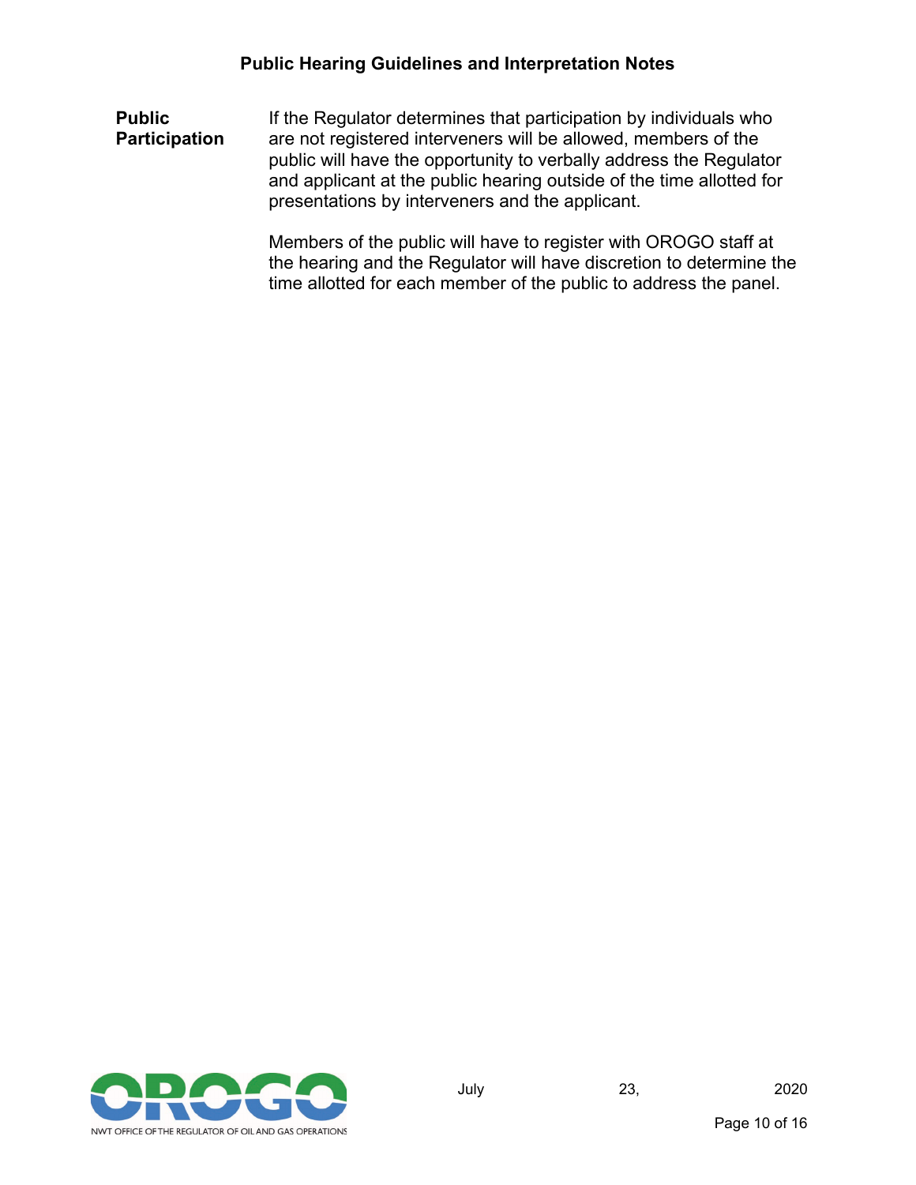**Public Participation**

If the Regulator determines that participation by individuals who are not registered interveners will be allowed, members of the public will have the opportunity to verbally address the Regulator and applicant at the public hearing outside of the time allotted for presentations by interveners and the applicant.

Members of the public will have to register with OROGO staff at the hearing and the Regulator will have discretion to determine the time allotted for each member of the public to address the panel.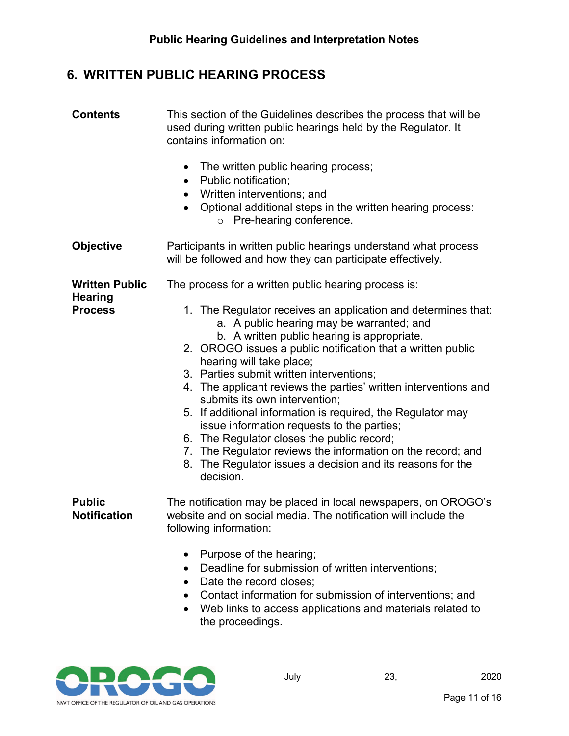## 6. WRITTEN PUBLIC HEARING PROCESS

**Contents**

This section of the Guidelines describes the process that will be used during written public hearings held by the Regulator. It contains information on:

- The written public hearing process;
- Public notification;
- Written interventions; and
- Optional additional steps in the written hearing process:
  - Pre-hearing conference.

**Objective**

Participants in written public hearings understand what process will be followed and how they can participate effectively.

**Written Public Hearing Process**

The process for a written public hearing process is:

1. The Regulator receives an application and determines that:
   a. A public hearing may be warranted; and
   b. A written public hearing is appropriate.
2. OROGO issues a public notification that a written public hearing will take place;
3. Parties submit written interventions;
4. The applicant reviews the parties' written interventions and submits its own intervention;
5. If additional information is required, the Regulator may issue information requests to the parties;
6. The Regulator closes the public record;
7. The Regulator reviews the information on the record; and
8. The Regulator issues a decision and its reasons for the decision.

**Public Notification**

The notification may be placed in local newspapers, on OROGO's website and on social media. The notification will include the following information:

- Purpose of the hearing;
- Deadline for submission of written interventions;
- Date the record closes;
- Contact information for submission of interventions; and
- Web links to access applications and materials related to the proceedings.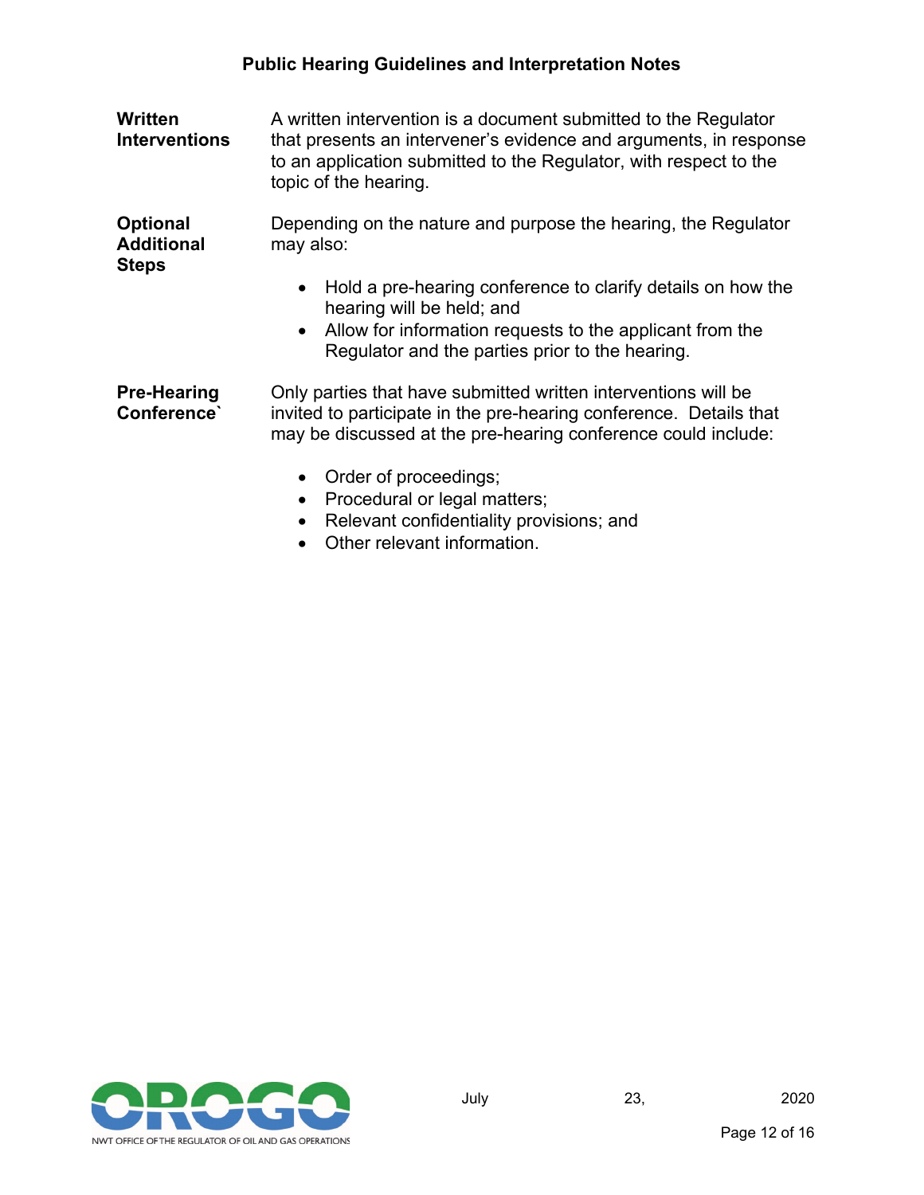**Written Interventions**

A written intervention is a document submitted to the Regulator that presents an intervener's evidence and arguments, in response to an application submitted to the Regulator, with respect to the topic of the hearing.

**Optional Additional Steps**

Depending on the nature and purpose the hearing, the Regulator may also:

- Hold a pre-hearing conference to clarify details on how the hearing will be held; and
- Allow for information requests to the applicant from the Regulator and the parties prior to the hearing.

**Pre-Hearing Conference`**

Only parties that have submitted written interventions will be invited to participate in the pre-hearing conference. Details that may be discussed at the pre-hearing conference could include:

- Order of proceedings;
- Procedural or legal matters;
- Relevant confidentiality provisions; and
- Other relevant information.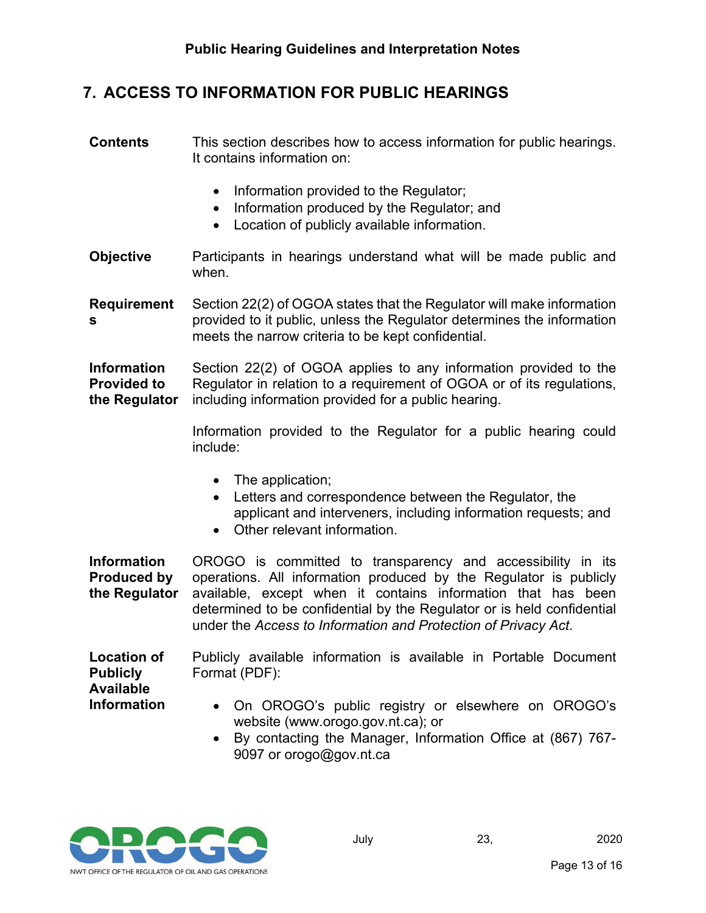## 7. ACCESS TO INFORMATION FOR PUBLIC HEARINGS

**Contents**

This section describes how to access information for public hearings. It contains information on:

- Information provided to the Regulator;
- Information produced by the Regulator; and
- Location of publicly available information.

**Objective**

Participants in hearings understand what will be made public and when.

**Requirements**

Section 22(2) of OGOA states that the Regulator will make information provided to it public, unless the Regulator determines the information meets the narrow criteria to be kept confidential.

**Information Provided to the Regulator**

Section 22(2) of OGOA applies to any information provided to the Regulator in relation to a requirement of OGOA or of its regulations, including information provided for a public hearing.

Information provided to the Regulator for a public hearing could include:

- The application;
- Letters and correspondence between the Regulator, the applicant and interveners, including information requests; and
- Other relevant information.

**Information Produced by the Regulator**

OROGO is committed to transparency and accessibility in its operations. All information produced by the Regulator is publicly available, except when it contains information that has been determined to be confidential by the Regulator or is held confidential under the *Access to Information and Protection of Privacy Act*.

**Location of Publicly Available Information**

Publicly available information is available in Portable Document Format (PDF):

- On OROGO's public registry or elsewhere on OROGO's website (www.orogo.gov.nt.ca); or
- By contacting the Manager, Information Office at (867) 767-9097 or orogo@gov.nt.ca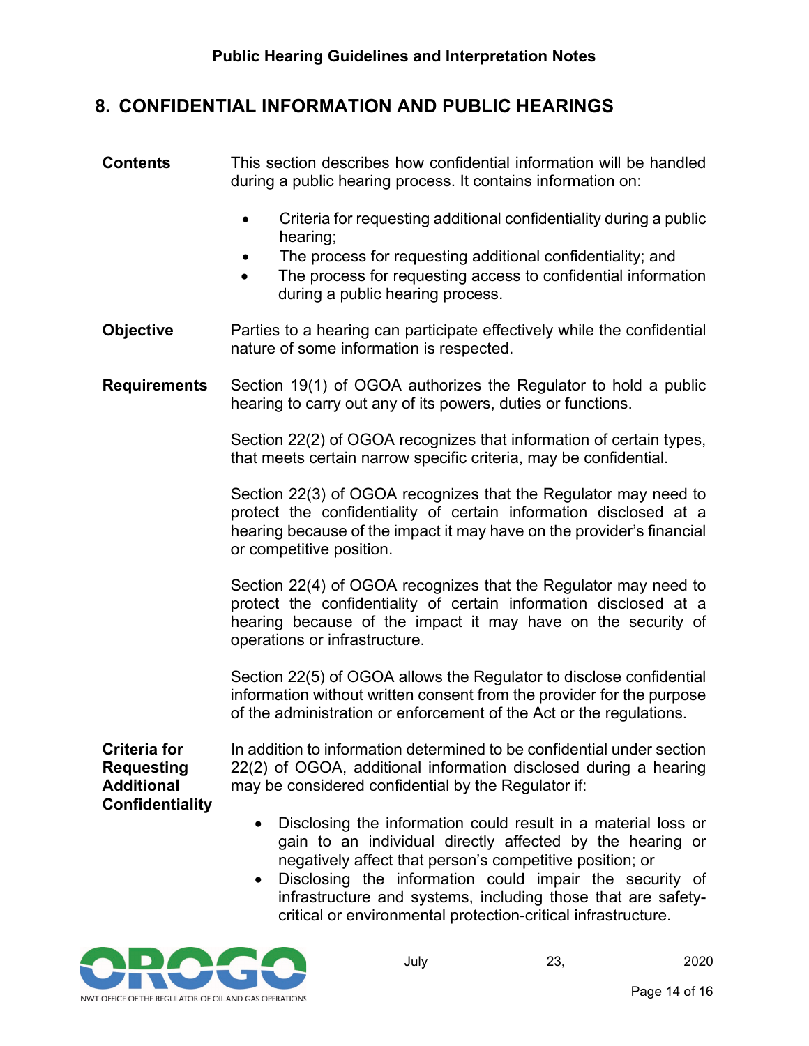## 8. CONFIDENTIAL INFORMATION AND PUBLIC HEARINGS

**Contents**

This section describes how confidential information will be handled during a public hearing process. It contains information on:

- Criteria for requesting additional confidentiality during a public hearing;
- The process for requesting additional confidentiality; and
- The process for requesting access to confidential information during a public hearing process.

**Objective**

Parties to a hearing can participate effectively while the confidential nature of some information is respected.

**Requirements**

Section 19(1) of OGOA authorizes the Regulator to hold a public hearing to carry out any of its powers, duties or functions.

Section 22(2) of OGOA recognizes that information of certain types, that meets certain narrow specific criteria, may be confidential.

Section 22(3) of OGOA recognizes that the Regulator may need to protect the confidentiality of certain information disclosed at a hearing because of the impact it may have on the provider's financial or competitive position.

Section 22(4) of OGOA recognizes that the Regulator may need to protect the confidentiality of certain information disclosed at a hearing because of the impact it may have on the security of operations or infrastructure.

Section 22(5) of OGOA allows the Regulator to disclose confidential information without written consent from the provider for the purpose of the administration or enforcement of the Act or the regulations.

**Criteria for Requesting Additional Confidentiality**

In addition to information determined to be confidential under section 22(2) of OGOA, additional information disclosed during a hearing may be considered confidential by the Regulator if:

- Disclosing the information could result in a material loss or gain to an individual directly affected by the hearing or negatively affect that person's competitive position; or
- Disclosing the information could impair the security of infrastructure and systems, including those that are safety-critical or environmental protection-critical infrastructure.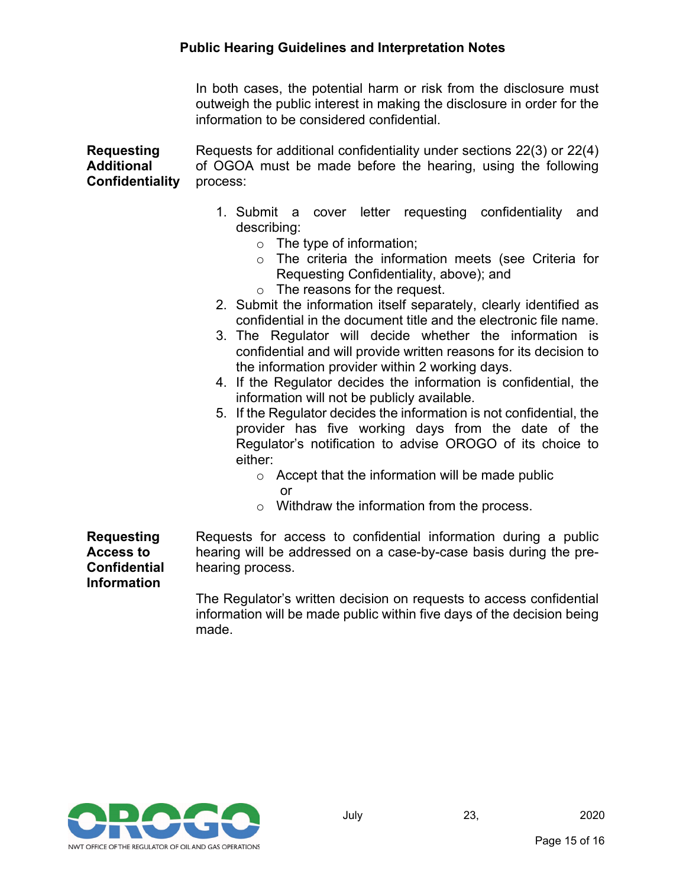In both cases, the potential harm or risk from the disclosure must outweigh the public interest in making the disclosure in order for the information to be considered confidential.

**Requesting Additional Confidentiality**

Requests for additional confidentiality under sections 22(3) or 22(4) of OGOA must be made before the hearing, using the following process:

1. Submit a cover letter requesting confidentiality and describing:
   - The type of information;
   - The criteria the information meets (see Criteria for Requesting Confidentiality, above); and
   - The reasons for the request.
2. Submit the information itself separately, clearly identified as confidential in the document title and the electronic file name.
3. The Regulator will decide whether the information is confidential and will provide written reasons for its decision to the information provider within 2 working days.
4. If the Regulator decides the information is confidential, the information will not be publicly available.
5. If the Regulator decides the information is not confidential, the provider has five working days from the date of the Regulator's notification to advise OROGO of its choice to either:
   - Accept that the information will be made public
     or
   - Withdraw the information from the process.

**Requesting Access to Confidential Information**

Requests for access to confidential information during a public hearing will be addressed on a case-by-case basis during the pre-hearing process.

The Regulator's written decision on requests to access confidential information will be made public within five days of the decision being made.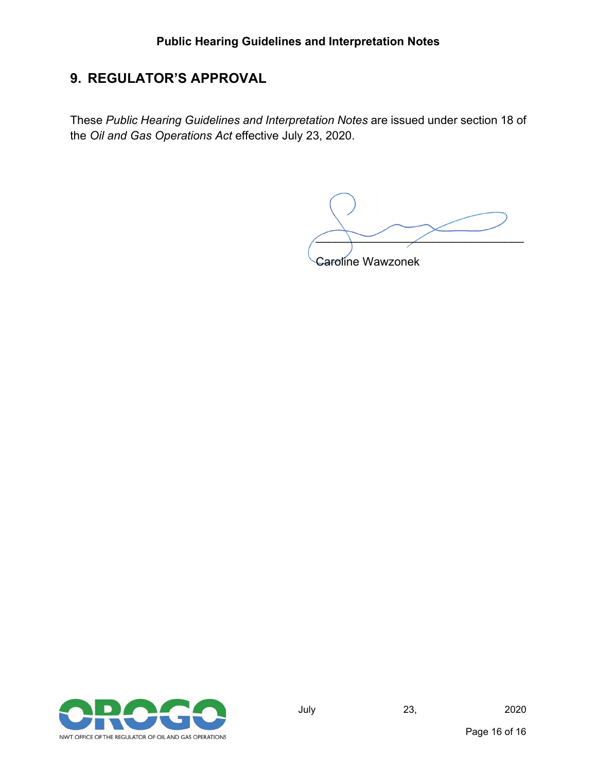## 9. REGULATOR'S APPROVAL

These *Public Hearing Guidelines and Interpretation Notes* are issued under section 18 of the *Oil and Gas Operations Act* effective July 23, 2020.

\_\_\_\_\_\_\_\_\_\_\_\_\_\_\_\_\_\_\_\_\_\_\_\_\_\_\_\_\_\_\_\_

Caroline Wawzonek